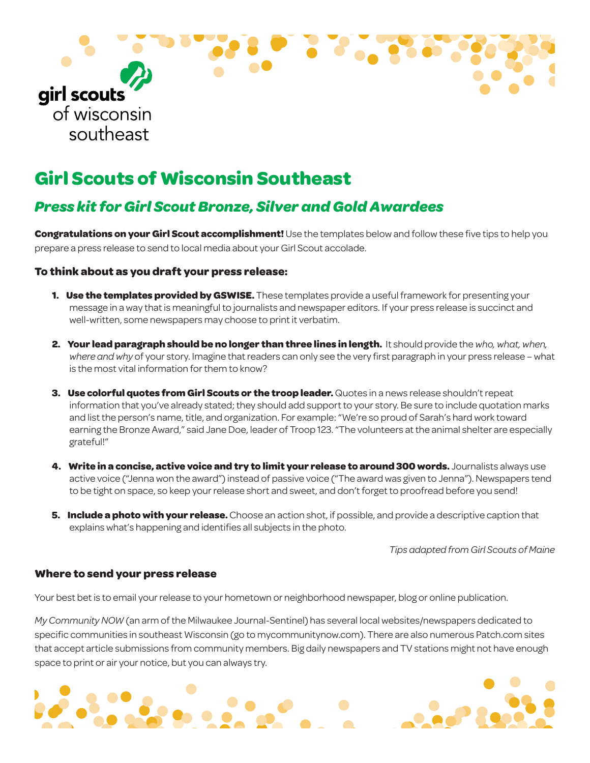girl scouts of wisconsin southeast

# Girl Scouts of Wisconsin Southeast

## *Press kit for Girl Scout Bronze, Silver and Gold Awardees*

**Congratulations on your Girl Scout accomplishment!** Use the templates below and follow these five tips to help you prepare a press release to send to local media about your Girl Scout accolade.

### To think about as you draft your press release:

1. **Use the templates provided by GSWISE.** These templates provide a useful framework for presenting your message in a way that is meaningful to journalists and newspaper editors. If your press release is succinct and well-written, some newspapers may choose to print it verbatim.
2. **Your lead paragraph should be no longer than three lines in length.** It should provide the *who, what, when, where and why* of your story. Imagine that readers can only see the very first paragraph in your press release – what is the most vital information for them to know?
3. **Use colorful quotes from Girl Scouts or the troop leader.** Quotes in a news release shouldn't repeat information that you've already stated; they should add support to your story. Be sure to include quotation marks and list the person's name, title, and organization. For example: "We're so proud of Sarah's hard work toward earning the Bronze Award," said Jane Doe, leader of Troop 123. "The volunteers at the animal shelter are especially grateful!"
4. **Write in a concise, active voice and try to limit your release to around 300 words.** Journalists always use active voice ("Jenna won the award") instead of passive voice ("The award was given to Jenna"). Newspapers tend to be tight on space, so keep your release short and sweet, and don't forget to proofread before you send!
5. **Include a photo with your release.** Choose an action shot, if possible, and provide a descriptive caption that explains what's happening and identifies all subjects in the photo.

*Tips adapted from Girl Scouts of Maine*

### Where to send your press release

Your best bet is to email your release to your hometown or neighborhood newspaper, blog or online publication.

*My Community NOW* (an arm of the Milwaukee Journal-Sentinel) has several local websites/newspapers dedicated to specific communities in southeast Wisconsin (go to mycommunitynow.com). There are also numerous Patch.com sites that accept article submissions from community members. Big daily newspapers and TV stations might not have enough space to print or air your notice, but you can always try.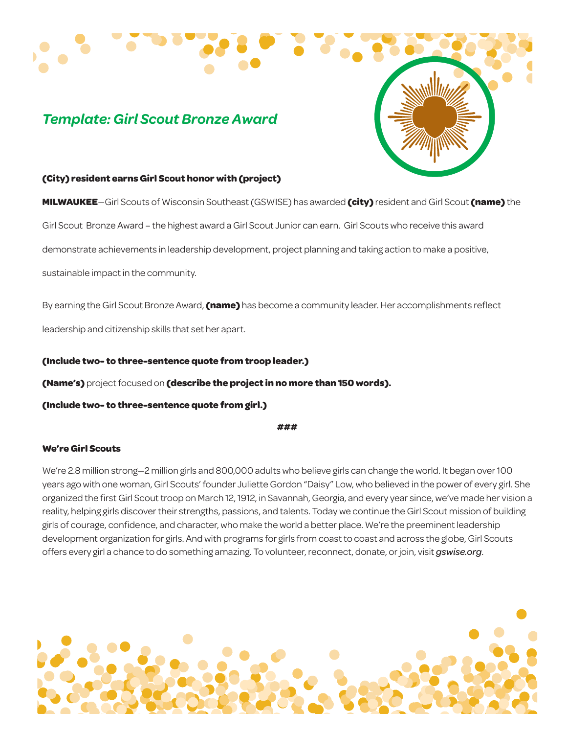# *Template: Girl Scout Bronze Award*

**(City) resident earns Girl Scout honor with (project)**

**MILWAUKEE**—Girl Scouts of Wisconsin Southeast (GSWISE) has awarded **(city)** resident and Girl Scout **(name)** the Girl Scout Bronze Award – the highest award a Girl Scout Junior can earn. Girl Scouts who receive this award demonstrate achievements in leadership development, project planning and taking action to make a positive, sustainable impact in the community.

By earning the Girl Scout Bronze Award, **(name)** has become a community leader. Her accomplishments reflect leadership and citizenship skills that set her apart.

**(Include two- to three-sentence quote from troop leader.)**

**(Name's)** project focused on **(describe the project in no more than 150 words).**

**(Include two- to three-sentence quote from girl.)**

***###***

**We're Girl Scouts**

We're 2.8 million strong—2 million girls and 800,000 adults who believe girls can change the world. It began over 100 years ago with one woman, Girl Scouts' founder Juliette Gordon "Daisy" Low, who believed in the power of every girl. She organized the first Girl Scout troop on March 12, 1912, in Savannah, Georgia, and every year since, we've made her vision a reality, helping girls discover their strengths, passions, and talents. Today we continue the Girl Scout mission of building girls of courage, confidence, and character, who make the world a better place. We're the preeminent leadership development organization for girls. And with programs for girls from coast to coast and across the globe, Girl Scouts offers every girl a chance to do something amazing. To volunteer, reconnect, donate, or join, visit *gswise.org*.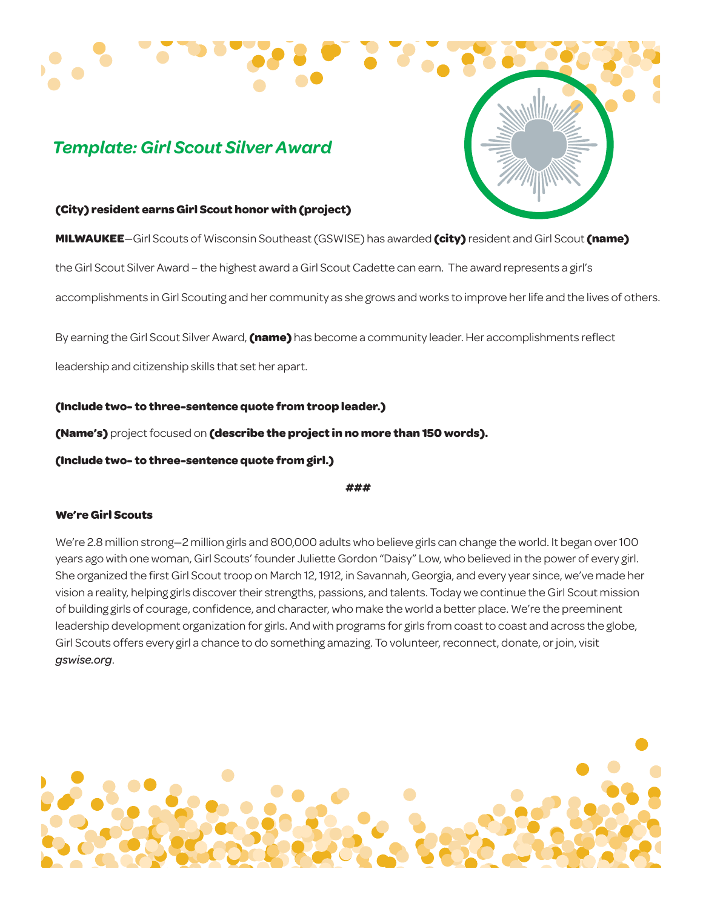## *Template: Girl Scout Silver Award*

**(City) resident earns Girl Scout honor with (project)**

**MILWAUKEE**—Girl Scouts of Wisconsin Southeast (GSWISE) has awarded **(city)** resident and Girl Scout **(name)** the Girl Scout Silver Award – the highest award a Girl Scout Cadette can earn. The award represents a girl's accomplishments in Girl Scouting and her community as she grows and works to improve her life and the lives of others.

By earning the Girl Scout Silver Award, **(name)** has become a community leader. Her accomplishments reflect leadership and citizenship skills that set her apart.

**(Include two- to three-sentence quote from troop leader.)**

**(Name's)** project focused on **(describe the project in no more than 150 words).**

**(Include two- to three-sentence quote from girl.)**

***###***

**We're Girl Scouts**

We're 2.8 million strong—2 million girls and 800,000 adults who believe girls can change the world. It began over 100 years ago with one woman, Girl Scouts' founder Juliette Gordon "Daisy" Low, who believed in the power of every girl. She organized the first Girl Scout troop on March 12, 1912, in Savannah, Georgia, and every year since, we've made her vision a reality, helping girls discover their strengths, passions, and talents. Today we continue the Girl Scout mission of building girls of courage, confidence, and character, who make the world a better place. We're the preeminent leadership development organization for girls. And with programs for girls from coast to coast and across the globe, Girl Scouts offers every girl a chance to do something amazing. To volunteer, reconnect, donate, or join, visit *gswise.org*.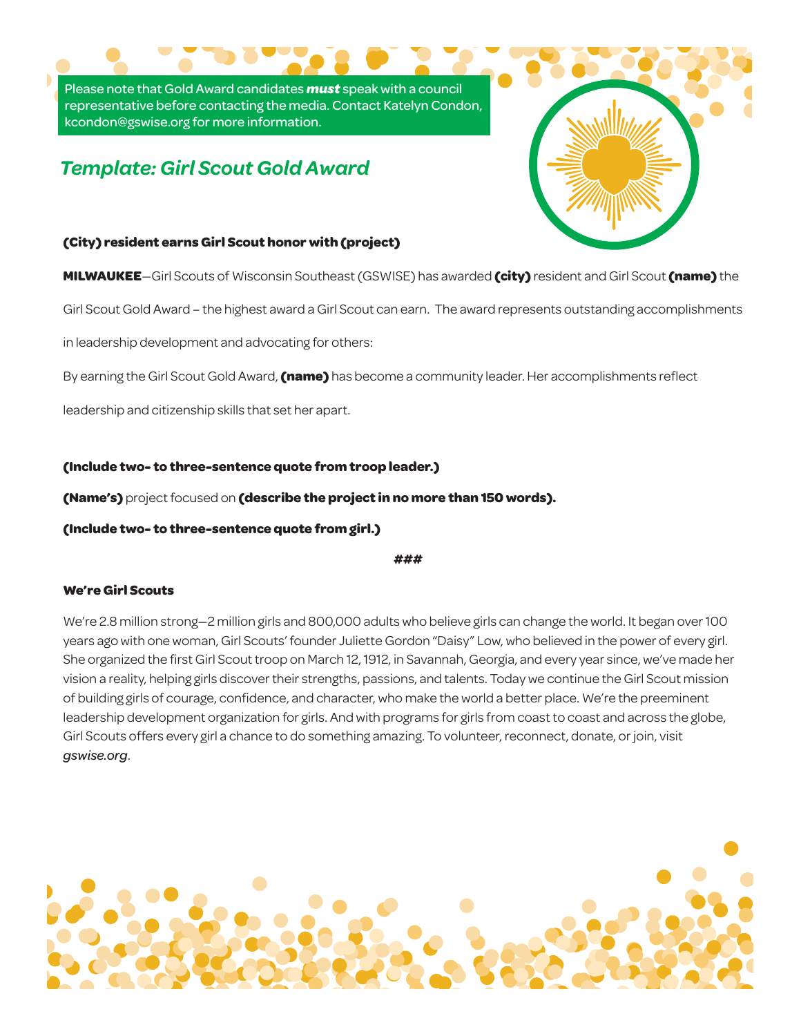Please note that Gold Award candidates ***must*** speak with a council representative before contacting the media. Contact Katelyn Condon, kcondon@gswise.org for more information.

## *Template: Girl Scout Gold Award*

**(City) resident earns Girl Scout honor with (project)**

**MILWAUKEE**—Girl Scouts of Wisconsin Southeast (GSWISE) has awarded **(city)** resident and Girl Scout **(name)** the Girl Scout Gold Award – the highest award a Girl Scout can earn. The award represents outstanding accomplishments in leadership development and advocating for others:

By earning the Girl Scout Gold Award, **(name)** has become a community leader. Her accomplishments reflect leadership and citizenship skills that set her apart.

**(Include two- to three-sentence quote from troop leader.)**

**(Name's)** project focused on **(describe the project in no more than 150 words).**

**(Include two- to three-sentence quote from girl.)**

###

**We're Girl Scouts**

We're 2.8 million strong—2 million girls and 800,000 adults who believe girls can change the world. It began over 100 years ago with one woman, Girl Scouts' founder Juliette Gordon "Daisy" Low, who believed in the power of every girl. She organized the first Girl Scout troop on March 12, 1912, in Savannah, Georgia, and every year since, we've made her vision a reality, helping girls discover their strengths, passions, and talents. Today we continue the Girl Scout mission of building girls of courage, confidence, and character, who make the world a better place. We're the preeminent leadership development organization for girls. And with programs for girls from coast to coast and across the globe, Girl Scouts offers every girl a chance to do something amazing. To volunteer, reconnect, donate, or join, visit *gswise.org*.